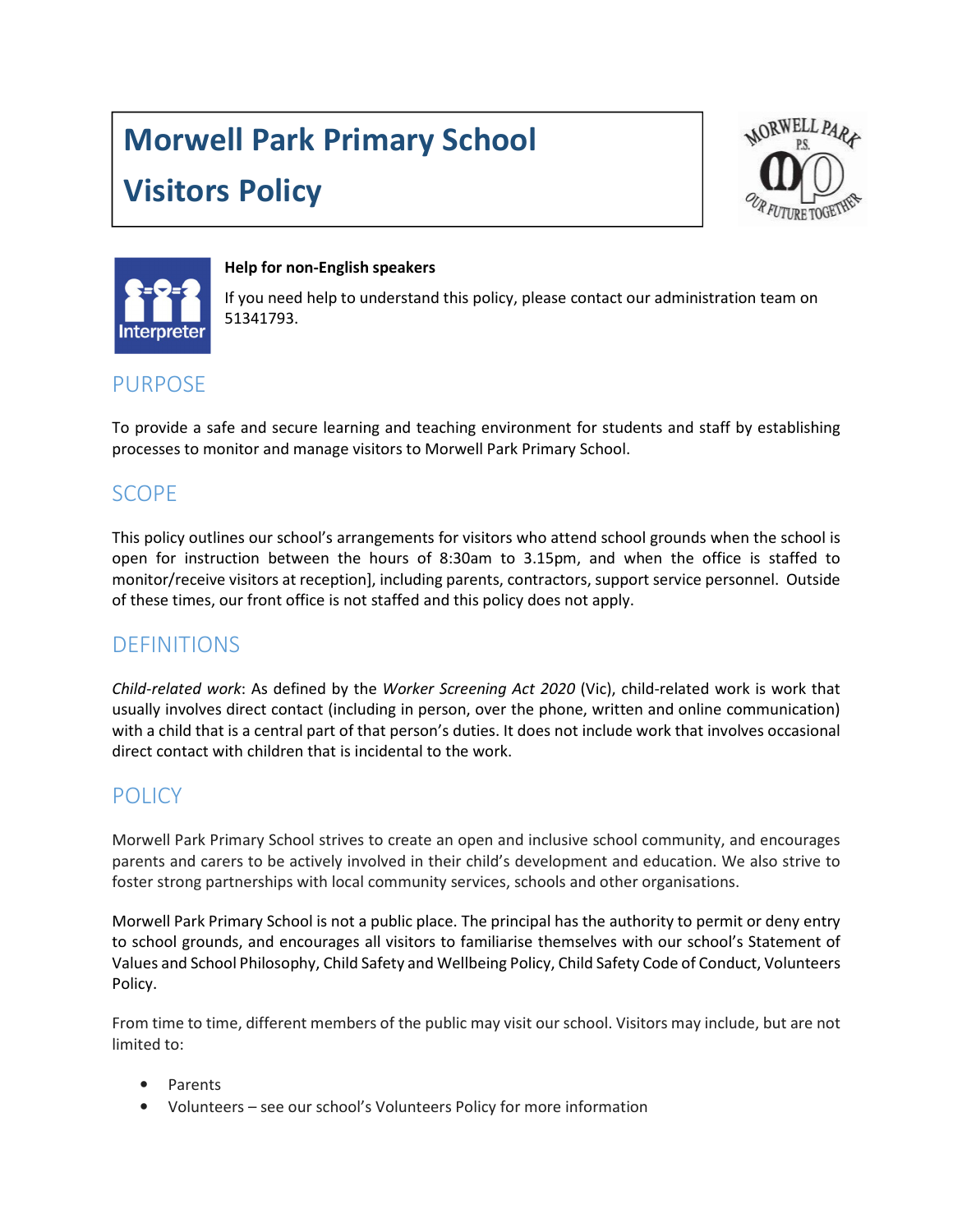# Morwell Park Primary School

# Visitors Policy

**Help for non-English speakers**

If you need help to understand this policy, please contact our administration team on 51341793.

## PURPOSE

To provide a safe and secure learning and teaching environment for students and staff by establishing processes to monitor and manage visitors to Morwell Park Primary School.

## SCOPE

This policy outlines our school's arrangements for visitors who attend school grounds when the school is open for instruction between the hours of 8:30am to 3.15pm, and when the office is staffed to monitor/receive visitors at reception], including parents, contractors, support service personnel. Outside of these times, our front office is not staffed and this policy does not apply.

## DEFINITIONS

*Child-related work*: As defined by the *Worker Screening Act 2020* (Vic), child-related work is work that usually involves direct contact (including in person, over the phone, written and online communication) with a child that is a central part of that person's duties. It does not include work that involves occasional direct contact with children that is incidental to the work.

## POLICY

Morwell Park Primary School strives to create an open and inclusive school community, and encourages parents and carers to be actively involved in their child's development and education. We also strive to foster strong partnerships with local community services, schools and other organisations.

Morwell Park Primary School is not a public place. The principal has the authority to permit or deny entry to school grounds, and encourages all visitors to familiarise themselves with our school's Statement of Values and School Philosophy, Child Safety and Wellbeing Policy, Child Safety Code of Conduct, Volunteers Policy.

From time to time, different members of the public may visit our school. Visitors may include, but are not limited to:

- Parents
- Volunteers – see our school's Volunteers Policy for more information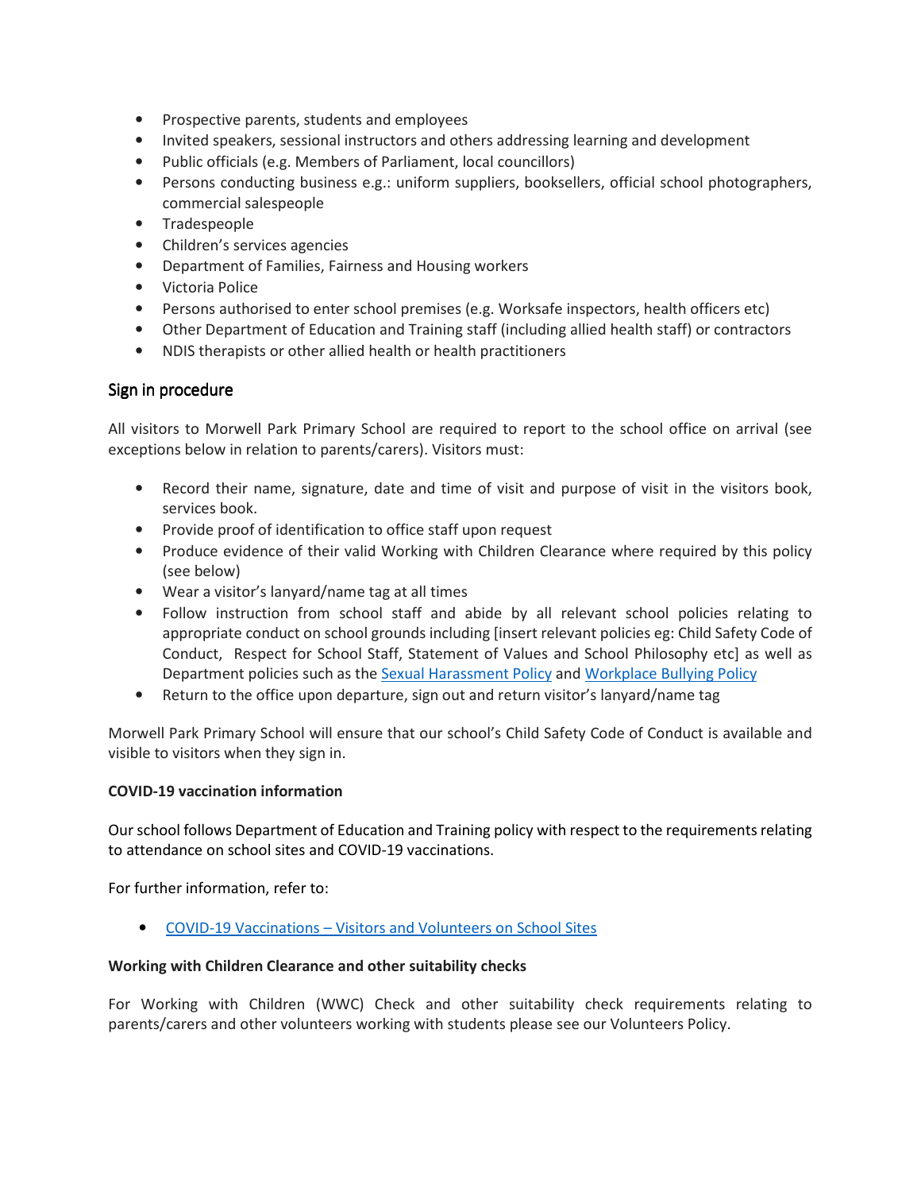- Prospective parents, students and employees
- Invited speakers, sessional instructors and others addressing learning and development
- Public officials (e.g. Members of Parliament, local councillors)
- Persons conducting business e.g.: uniform suppliers, booksellers, official school photographers, commercial salespeople
- Tradespeople
- Children's services agencies
- Department of Families, Fairness and Housing workers
- Victoria Police
- Persons authorised to enter school premises (e.g. Worksafe inspectors, health officers etc)
- Other Department of Education and Training staff (including allied health staff) or contractors
- NDIS therapists or other allied health or health practitioners

## Sign in procedure

All visitors to Morwell Park Primary School are required to report to the school office on arrival (see exceptions below in relation to parents/carers). Visitors must:

- Record their name, signature, date and time of visit and purpose of visit in the visitors book, services book.
- Provide proof of identification to office staff upon request
- Produce evidence of their valid Working with Children Clearance where required by this policy (see below)
- Wear a visitor's lanyard/name tag at all times
- Follow instruction from school staff and abide by all relevant school policies relating to appropriate conduct on school grounds including [insert relevant policies eg: Child Safety Code of Conduct, Respect for School Staff, Statement of Values and School Philosophy etc] as well as Department policies such as the Sexual Harassment Policy and Workplace Bullying Policy
- Return to the office upon departure, sign out and return visitor's lanyard/name tag

Morwell Park Primary School will ensure that our school's Child Safety Code of Conduct is available and visible to visitors when they sign in.

**COVID-19 vaccination information**

Our school follows Department of Education and Training policy with respect to the requirements relating to attendance on school sites and COVID-19 vaccinations.

For further information, refer to:

- COVID-19 Vaccinations – Visitors and Volunteers on School Sites

**Working with Children Clearance and other suitability checks**

For Working with Children (WWC) Check and other suitability check requirements relating to parents/carers and other volunteers working with students please see our Volunteers Policy.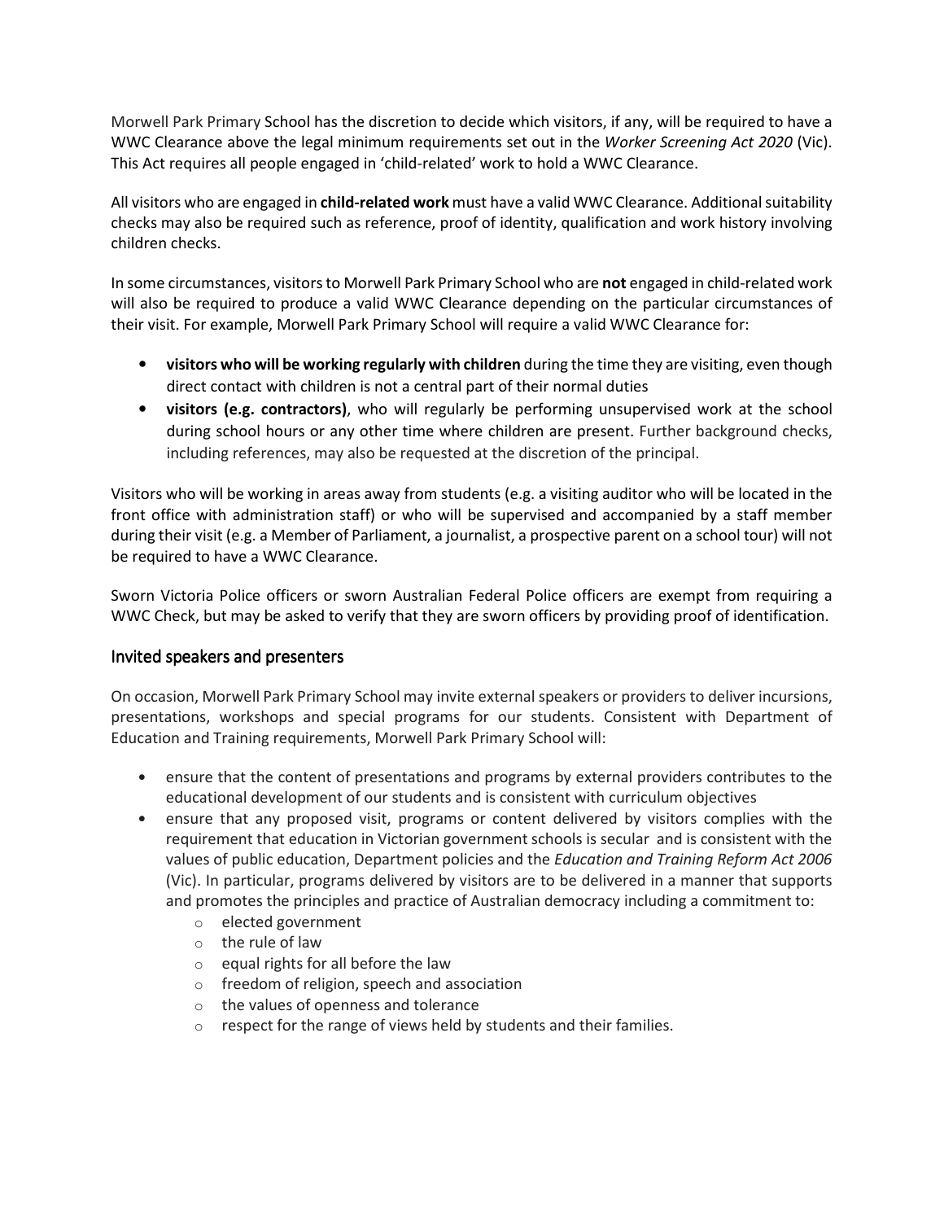Morwell Park Primary School has the discretion to decide which visitors, if any, will be required to have a WWC Clearance above the legal minimum requirements set out in the *Worker Screening Act 2020* (Vic). This Act requires all people engaged in 'child-related' work to hold a WWC Clearance.

All visitors who are engaged in **child-related work** must have a valid WWC Clearance. Additional suitability checks may also be required such as reference, proof of identity, qualification and work history involving children checks.

In some circumstances, visitors to Morwell Park Primary School who are **not** engaged in child-related work will also be required to produce a valid WWC Clearance depending on the particular circumstances of their visit. For example, Morwell Park Primary School will require a valid WWC Clearance for:

- **visitors who will be working regularly with children** during the time they are visiting, even though direct contact with children is not a central part of their normal duties
- **visitors (e.g. contractors)**, who will regularly be performing unsupervised work at the school during school hours or any other time where children are present. Further background checks, including references, may also be requested at the discretion of the principal.

Visitors who will be working in areas away from students (e.g. a visiting auditor who will be located in the front office with administration staff) or who will be supervised and accompanied by a staff member during their visit (e.g. a Member of Parliament, a journalist, a prospective parent on a school tour) will not be required to have a WWC Clearance.

Sworn Victoria Police officers or sworn Australian Federal Police officers are exempt from requiring a WWC Check, but may be asked to verify that they are sworn officers by providing proof of identification.

## Invited speakers and presenters

On occasion, Morwell Park Primary School may invite external speakers or providers to deliver incursions, presentations, workshops and special programs for our students. Consistent with Department of Education and Training requirements, Morwell Park Primary School will:

- ensure that the content of presentations and programs by external providers contributes to the educational development of our students and is consistent with curriculum objectives
- ensure that any proposed visit, programs or content delivered by visitors complies with the requirement that education in Victorian government schools is secular and is consistent with the values of public education, Department policies and the *Education and Training Reform Act 2006* (Vic). In particular, programs delivered by visitors are to be delivered in a manner that supports and promotes the principles and practice of Australian democracy including a commitment to:
  - elected government
  - the rule of law
  - equal rights for all before the law
  - freedom of religion, speech and association
  - the values of openness and tolerance
  - respect for the range of views held by students and their families.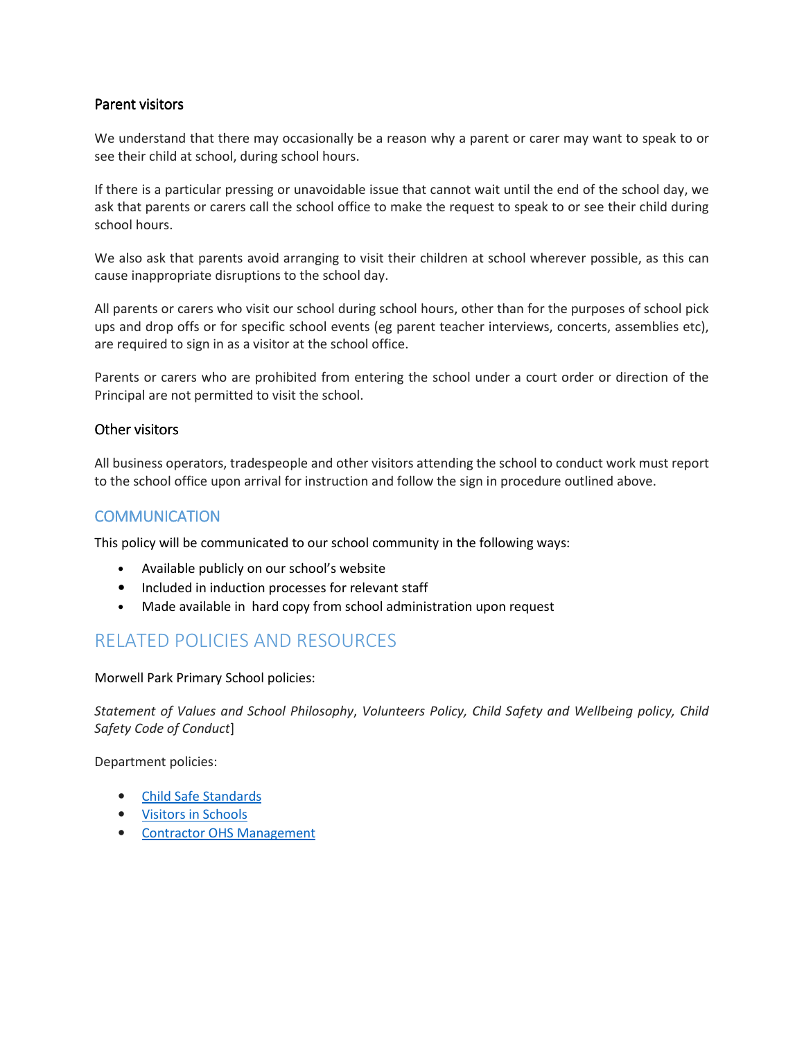### Parent visitors

We understand that there may occasionally be a reason why a parent or carer may want to speak to or see their child at school, during school hours.

If there is a particular pressing or unavoidable issue that cannot wait until the end of the school day, we ask that parents or carers call the school office to make the request to speak to or see their child during school hours.

We also ask that parents avoid arranging to visit their children at school wherever possible, as this can cause inappropriate disruptions to the school day.

All parents or carers who visit our school during school hours, other than for the purposes of school pick ups and drop offs or for specific school events (eg parent teacher interviews, concerts, assemblies etc), are required to sign in as a visitor at the school office.

Parents or carers who are prohibited from entering the school under a court order or direction of the Principal are not permitted to visit the school.

### Other visitors

All business operators, tradespeople and other visitors attending the school to conduct work must report to the school office upon arrival for instruction and follow the sign in procedure outlined above.

## COMMUNICATION

This policy will be communicated to our school community in the following ways:

- Available publicly on our school's website
- Included in induction processes for relevant staff
- Made available in hard copy from school administration upon request

## RELATED POLICIES AND RESOURCES

Morwell Park Primary School policies:

*Statement of Values and School Philosophy*, *Volunteers Policy, Child Safety and Wellbeing policy, Child Safety Code of Conduct*]

Department policies:

- Child Safe Standards
- Visitors in Schools
- Contractor OHS Management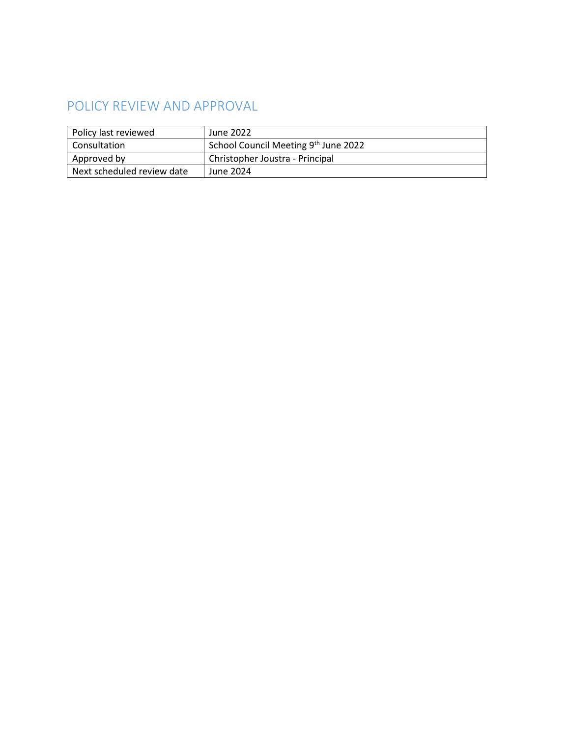## POLICY REVIEW AND APPROVAL

| | |
|---|---|
| Policy last reviewed | June 2022 |
| Consultation | School Council Meeting 9th June 2022 |
| Approved by | Christopher Joustra - Principal |
| Next scheduled review date | June 2024 |